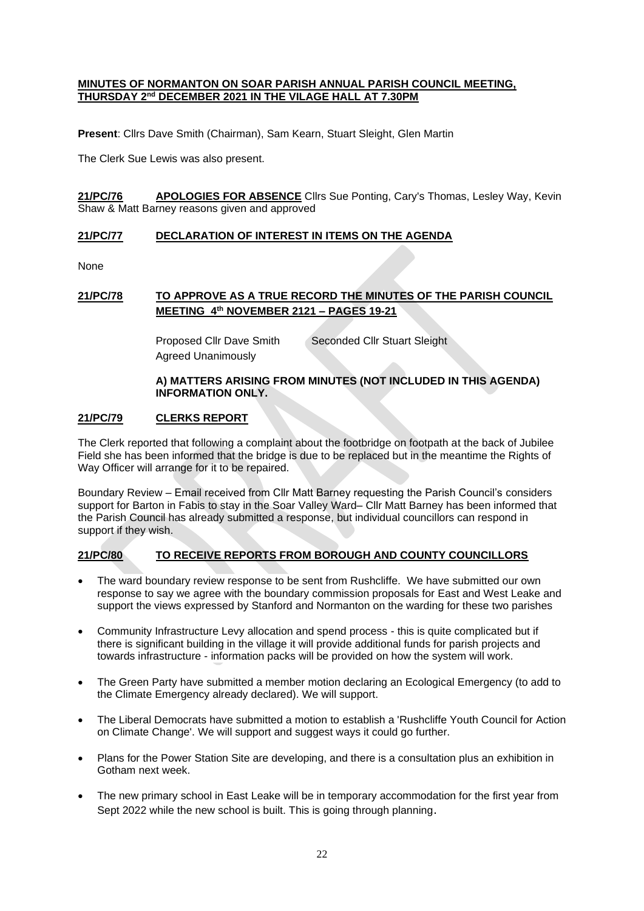**MINUTES OF NORMANTON ON SOAR PARISH ANNUAL PARISH COUNCIL MEETING, THURSDAY 2nd DECEMBER 2021 IN THE VILAGE HALL AT 7.30PM**

**Present**: Cllrs Dave Smith (Chairman), Sam Kearn, Stuart Sleight, Glen Martin

The Clerk Sue Lewis was also present.

**21/PC/76 APOLOGIES FOR ABSENCE** Cllrs Sue Ponting, Cary's Thomas, Lesley Way, Kevin Shaw & Matt Barney reasons given and approved

**21/PC/77 DECLARATION OF INTEREST IN ITEMS ON THE AGENDA**

None

**21/PC/78 TO APPROVE AS A TRUE RECORD THE MINUTES OF THE PARISH COUNCIL MEETING 4th NOVEMBER 2121 – PAGES 19-21**

Proposed Cllr Dave Smith Seconded Cllr Stuart Sleight
Agreed Unanimously

**A) MATTERS ARISING FROM MINUTES (NOT INCLUDED IN THIS AGENDA) INFORMATION ONLY.**

**21/PC/79 CLERKS REPORT**

The Clerk reported that following a complaint about the footbridge on footpath at the back of Jubilee Field she has been informed that the bridge is due to be replaced but in the meantime the Rights of Way Officer will arrange for it to be repaired.

Boundary Review – Email received from Cllr Matt Barney requesting the Parish Council's considers support for Barton in Fabis to stay in the Soar Valley Ward– Cllr Matt Barney has been informed that the Parish Council has already submitted a response, but individual councillors can respond in support if they wish.

**21/PC/80 TO RECEIVE REPORTS FROM BOROUGH AND COUNTY COUNCILLORS**

- The ward boundary review response to be sent from Rushcliffe. We have submitted our own response to say we agree with the boundary commission proposals for East and West Leake and support the views expressed by Stanford and Normanton on the warding for these two parishes
- Community Infrastructure Levy allocation and spend process - this is quite complicated but if there is significant building in the village it will provide additional funds for parish projects and towards infrastructure - information packs will be provided on how the system will work.
- The Green Party have submitted a member motion declaring an Ecological Emergency (to add to the Climate Emergency already declared). We will support.
- The Liberal Democrats have submitted a motion to establish a 'Rushcliffe Youth Council for Action on Climate Change'. We will support and suggest ways it could go further.
- Plans for the Power Station Site are developing, and there is a consultation plus an exhibition in Gotham next week.
- The new primary school in East Leake will be in temporary accommodation for the first year from Sept 2022 while the new school is built. This is going through planning.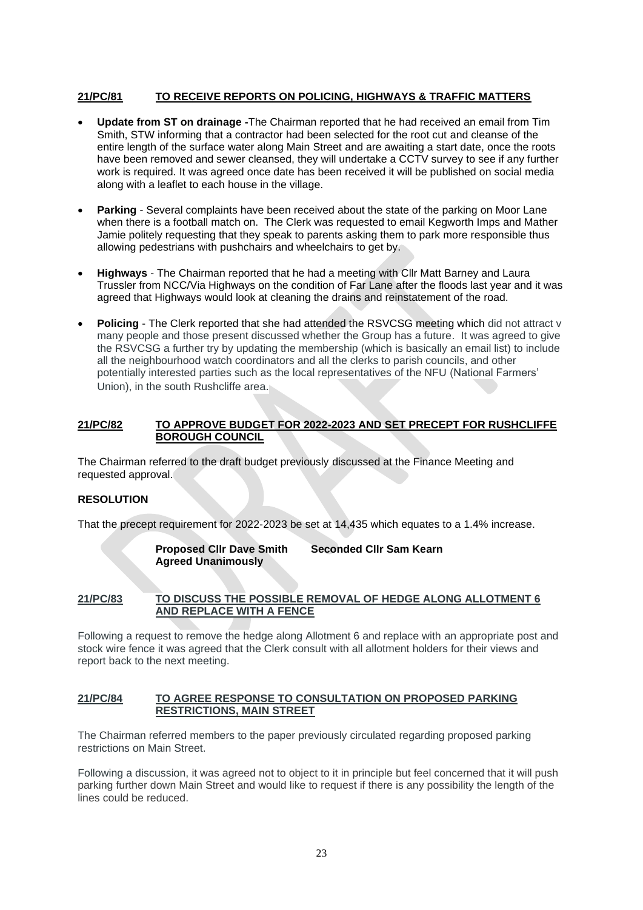## 21/PC/81 TO RECEIVE REPORTS ON POLICING, HIGHWAYS & TRAFFIC MATTERS

- **Update from ST on drainage -**The Chairman reported that he had received an email from Tim Smith, STW informing that a contractor had been selected for the root cut and cleanse of the entire length of the surface water along Main Street and are awaiting a start date, once the roots have been removed and sewer cleansed, they will undertake a CCTV survey to see if any further work is required. It was agreed once date has been received it will be published on social media along with a leaflet to each house in the village.

- **Parking** - Several complaints have been received about the state of the parking on Moor Lane when there is a football match on. The Clerk was requested to email Kegworth Imps and Mather Jamie politely requesting that they speak to parents asking them to park more responsible thus allowing pedestrians with pushchairs and wheelchairs to get by.

- **Highways** - The Chairman reported that he had a meeting with Cllr Matt Barney and Laura Trussler from NCC/Via Highways on the condition of Far Lane after the floods last year and it was agreed that Highways would look at cleaning the drains and reinstatement of the road.

- **Policing** - The Clerk reported that she had attended the RSVCSG meeting which did not attract v many people and those present discussed whether the Group has a future. It was agreed to give the RSVCSG a further try by updating the membership (which is basically an email list) to include all the neighbourhood watch coordinators and all the clerks to parish councils, and other potentially interested parties such as the local representatives of the NFU (National Farmers' Union), in the south Rushcliffe area.

## 21/PC/82 TO APPROVE BUDGET FOR 2022-2023 AND SET PRECEPT FOR RUSHCLIFFE BOROUGH COUNCIL

The Chairman referred to the draft budget previously discussed at the Finance Meeting and requested approval.

**RESOLUTION**

That the precept requirement for 2022-2023 be set at 14,435 which equates to a 1.4% increase.

**Proposed Cllr Dave Smith Seconded Cllr Sam Kearn**
**Agreed Unanimously**

## 21/PC/83 TO DISCUSS THE POSSIBLE REMOVAL OF HEDGE ALONG ALLOTMENT 6 AND REPLACE WITH A FENCE

Following a request to remove the hedge along Allotment 6 and replace with an appropriate post and stock wire fence it was agreed that the Clerk consult with all allotment holders for their views and report back to the next meeting.

## 21/PC/84 TO AGREE RESPONSE TO CONSULTATION ON PROPOSED PARKING RESTRICTIONS, MAIN STREET

The Chairman referred members to the paper previously circulated regarding proposed parking restrictions on Main Street.

Following a discussion, it was agreed not to object to it in principle but feel concerned that it will push parking further down Main Street and would like to request if there is any possibility the length of the lines could be reduced.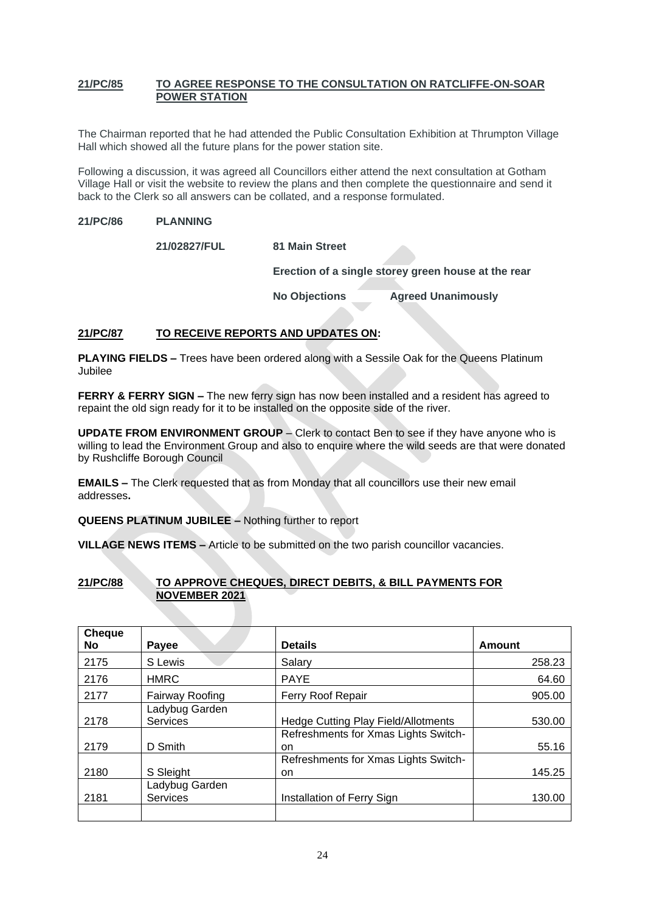**21/PC/85 TO AGREE RESPONSE TO THE CONSULTATION ON RATCLIFFE-ON-SOAR POWER STATION**

The Chairman reported that he had attended the Public Consultation Exhibition at Thrumpton Village Hall which showed all the future plans for the power station site.

Following a discussion, it was agreed all Councillors either attend the next consultation at Gotham Village Hall or visit the website to review the plans and then complete the questionnaire and send it back to the Clerk so all answers can be collated, and a response formulated.

**21/PC/86 PLANNING**

**21/02827/FUL** **81 Main Street**

**Erection of a single storey green house at the rear**

**No Objections** **Agreed Unanimously**

**21/PC/87 TO RECEIVE REPORTS AND UPDATES ON:**

**PLAYING FIELDS –** Trees have been ordered along with a Sessile Oak for the Queens Platinum Jubilee

**FERRY & FERRY SIGN –** The new ferry sign has now been installed and a resident has agreed to repaint the old sign ready for it to be installed on the opposite side of the river.

**UPDATE FROM ENVIRONMENT GROUP** – Clerk to contact Ben to see if they have anyone who is willing to lead the Environment Group and also to enquire where the wild seeds are that were donated by Rushcliffe Borough Council

**EMAILS –** The Clerk requested that as from Monday that all councillors use their new email addresses**.**

**QUEENS PLATINUM JUBILEE –** Nothing further to report

**VILLAGE NEWS ITEMS –** Article to be submitted on the two parish councillor vacancies.

**21/PC/88 TO APPROVE CHEQUES, DIRECT DEBITS, & BILL PAYMENTS FOR NOVEMBER 2021**

| Cheque No | Payee | Details | Amount |
|---|---|---|---|
| 2175 | S Lewis | Salary | 258.23 |
| 2176 | HMRC | PAYE | 64.60 |
| 2177 | Fairway Roofing | Ferry Roof Repair | 905.00 |
| 2178 | Ladybug Garden Services | Hedge Cutting Play Field/Allotments | 530.00 |
| 2179 | D Smith | Refreshments for Xmas Lights Switch-on | 55.16 |
| 2180 | S Sleight | Refreshments for Xmas Lights Switch-on | 145.25 |
| 2181 | Ladybug Garden Services | Installation of Ferry Sign | 130.00 |
| | | | |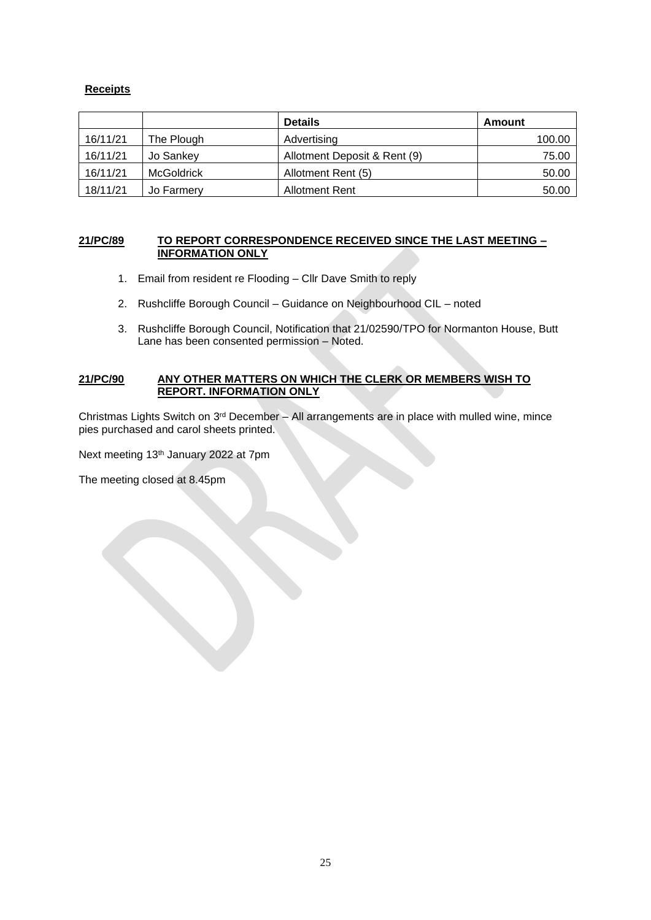**Receipts**

| | | Details | Amount |
|---|---|---|---|
| 16/11/21 | The Plough | Advertising | 100.00 |
| 16/11/21 | Jo Sankey | Allotment Deposit & Rent (9) | 75.00 |
| 16/11/21 | McGoldrick | Allotment Rent (5) | 50.00 |
| 18/11/21 | Jo Farmery | Allotment Rent | 50.00 |

**21/PC/89 TO REPORT CORRESPONDENCE RECEIVED SINCE THE LAST MEETING – INFORMATION ONLY**

1. Email from resident re Flooding – Cllr Dave Smith to reply
2. Rushcliffe Borough Council – Guidance on Neighbourhood CIL – noted
3. Rushcliffe Borough Council, Notification that 21/02590/TPO for Normanton House, Butt Lane has been consented permission – Noted.

**21/PC/90 ANY OTHER MATTERS ON WHICH THE CLERK OR MEMBERS WISH TO REPORT. INFORMATION ONLY**

Christmas Lights Switch on 3rd December – All arrangements are in place with mulled wine, mince pies purchased and carol sheets printed.

Next meeting 13th January 2022 at 7pm

The meeting closed at 8.45pm